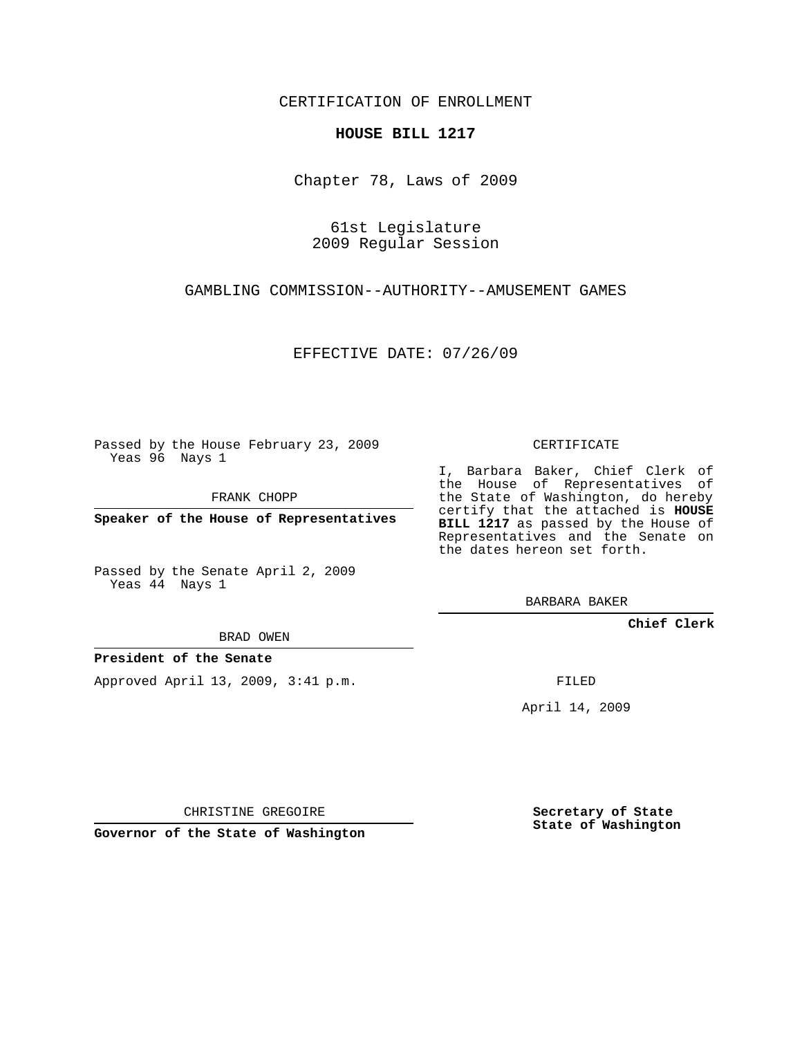CERTIFICATION OF ENROLLMENT

**HOUSE BILL 1217**

Chapter 78, Laws of 2009

61st Legislature
2009 Regular Session

GAMBLING COMMISSION--AUTHORITY--AMUSEMENT GAMES

EFFECTIVE DATE: 07/26/09

Passed by the House February 23, 2009
Yeas 96 Nays 1

FRANK CHOPP

**Speaker of the House of Representatives**

Passed by the Senate April 2, 2009
Yeas 44 Nays 1

BRAD OWEN

**President of the Senate**

Approved April 13, 2009, 3:41 p.m.

CHRISTINE GREGOIRE

**Governor of the State of Washington**

CERTIFICATE

I, Barbara Baker, Chief Clerk of the House of Representatives of the State of Washington, do hereby certify that the attached is **HOUSE BILL 1217** as passed by the House of Representatives and the Senate on the dates hereon set forth.

BARBARA BAKER

**Chief Clerk**

FILED

April 14, 2009

**Secretary of State**
**State of Washington**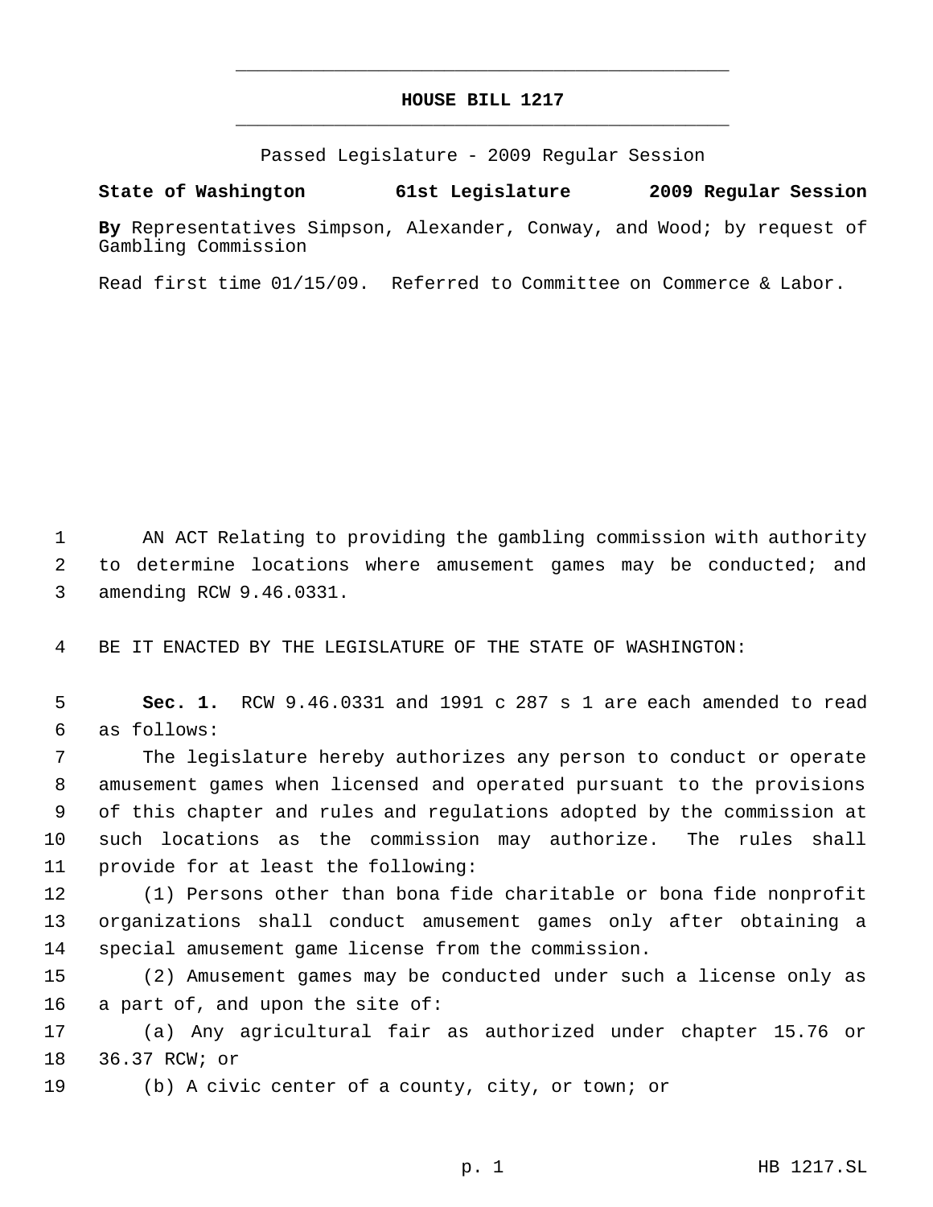# HOUSE BILL 1217

Passed Legislature - 2009 Regular Session

**State of Washington 61st Legislature 2009 Regular Session**

**By** Representatives Simpson, Alexander, Conway, and Wood; by request of Gambling Commission

Read first time 01/15/09. Referred to Committee on Commerce & Labor.

AN ACT Relating to providing the gambling commission with authority to determine locations where amusement games may be conducted; and amending RCW 9.46.0331.

BE IT ENACTED BY THE LEGISLATURE OF THE STATE OF WASHINGTON:

**Sec. 1.** RCW 9.46.0331 and 1991 c 287 s 1 are each amended to read as follows:

The legislature hereby authorizes any person to conduct or operate amusement games when licensed and operated pursuant to the provisions of this chapter and rules and regulations adopted by the commission at such locations as the commission may authorize. The rules shall provide for at least the following:

(1) Persons other than bona fide charitable or bona fide nonprofit organizations shall conduct amusement games only after obtaining a special amusement game license from the commission.

(2) Amusement games may be conducted under such a license only as a part of, and upon the site of:

(a) Any agricultural fair as authorized under chapter 15.76 or 36.37 RCW; or

(b) A civic center of a county, city, or town; or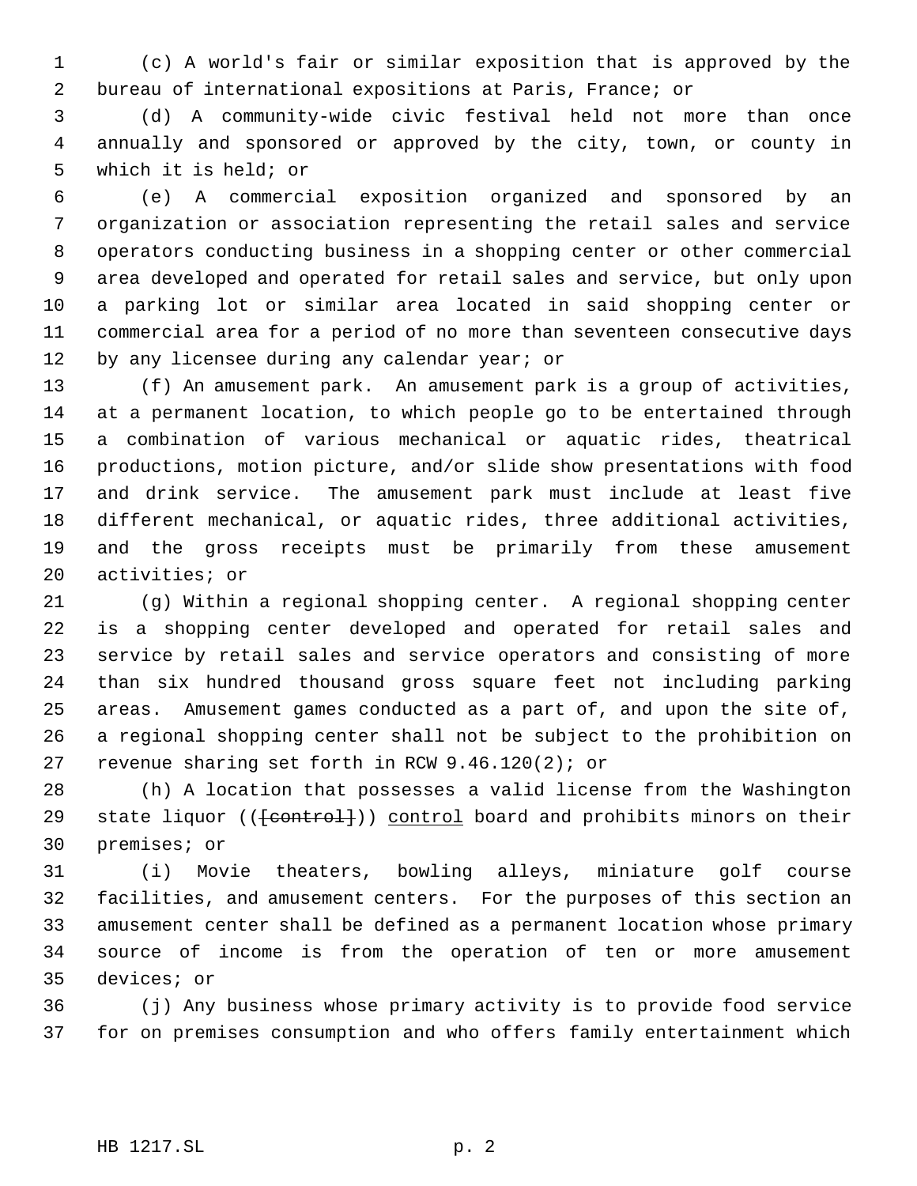(c) A world's fair or similar exposition that is approved by the bureau of international expositions at Paris, France; or

(d) A community-wide civic festival held not more than once annually and sponsored or approved by the city, town, or county in which it is held; or

(e) A commercial exposition organized and sponsored by an organization or association representing the retail sales and service operators conducting business in a shopping center or other commercial area developed and operated for retail sales and service, but only upon a parking lot or similar area located in said shopping center or commercial area for a period of no more than seventeen consecutive days by any licensee during any calendar year; or

(f) An amusement park. An amusement park is a group of activities, at a permanent location, to which people go to be entertained through a combination of various mechanical or aquatic rides, theatrical productions, motion picture, and/or slide show presentations with food and drink service. The amusement park must include at least five different mechanical, or aquatic rides, three additional activities, and the gross receipts must be primarily from these amusement activities; or

(g) Within a regional shopping center. A regional shopping center is a shopping center developed and operated for retail sales and service by retail sales and service operators and consisting of more than six hundred thousand gross square feet not including parking areas. Amusement games conducted as a part of, and upon the site of, a regional shopping center shall not be subject to the prohibition on revenue sharing set forth in RCW 9.46.120(2); or

(h) A location that possesses a valid license from the Washington state liquor ((~~[control]~~)) <u>control</u> board and prohibits minors on their premises; or

(i) Movie theaters, bowling alleys, miniature golf course facilities, and amusement centers. For the purposes of this section an amusement center shall be defined as a permanent location whose primary source of income is from the operation of ten or more amusement devices; or

(j) Any business whose primary activity is to provide food service for on premises consumption and who offers family entertainment which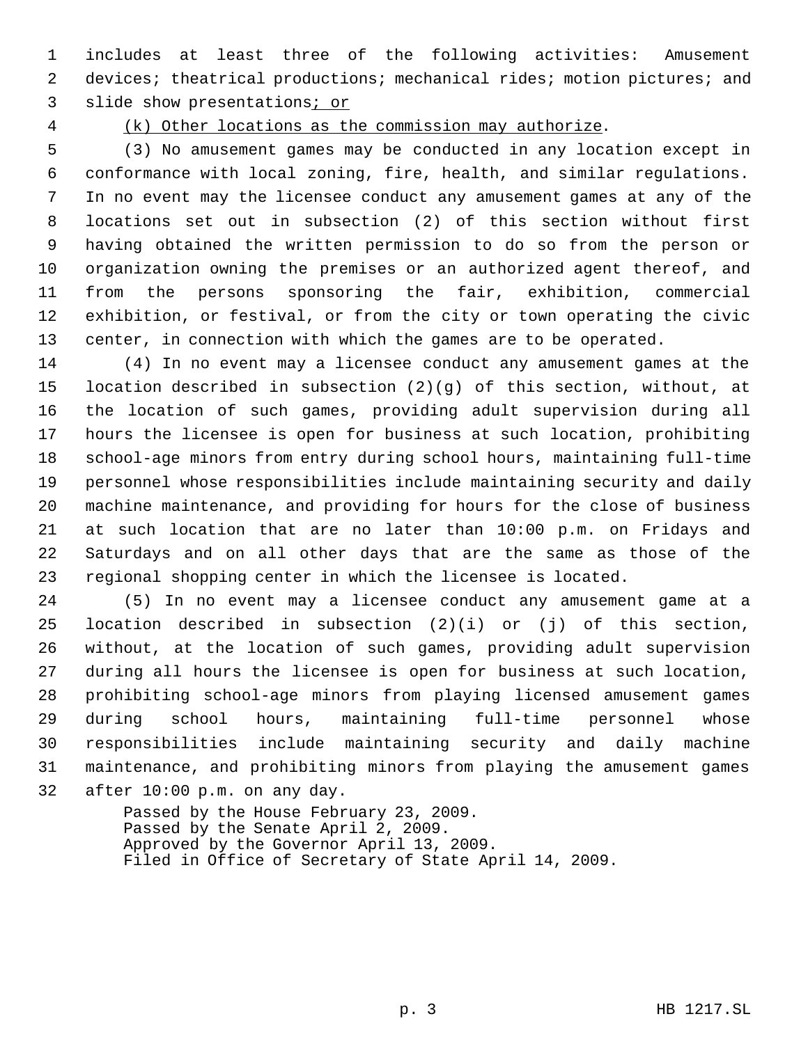includes at least three of the following activities: Amusement devices; theatrical productions; mechanical rides; motion pictures; and slide show presentations<u>; or</u>

<u>(k) Other locations as the commission may authorize</u>.

(3) No amusement games may be conducted in any location except in conformance with local zoning, fire, health, and similar regulations. In no event may the licensee conduct any amusement games at any of the locations set out in subsection (2) of this section without first having obtained the written permission to do so from the person or organization owning the premises or an authorized agent thereof, and from the persons sponsoring the fair, exhibition, commercial exhibition, or festival, or from the city or town operating the civic center, in connection with which the games are to be operated.

(4) In no event may a licensee conduct any amusement games at the location described in subsection (2)(g) of this section, without, at the location of such games, providing adult supervision during all hours the licensee is open for business at such location, prohibiting school-age minors from entry during school hours, maintaining full-time personnel whose responsibilities include maintaining security and daily machine maintenance, and providing for hours for the close of business at such location that are no later than 10:00 p.m. on Fridays and Saturdays and on all other days that are the same as those of the regional shopping center in which the licensee is located.

(5) In no event may a licensee conduct any amusement game at a location described in subsection (2)(i) or (j) of this section, without, at the location of such games, providing adult supervision during all hours the licensee is open for business at such location, prohibiting school-age minors from playing licensed amusement games during school hours, maintaining full-time personnel whose responsibilities include maintaining security and daily machine maintenance, and prohibiting minors from playing the amusement games after 10:00 p.m. on any day.

Passed by the House February 23, 2009.
Passed by the Senate April 2, 2009.
Approved by the Governor April 13, 2009.
Filed in Office of Secretary of State April 14, 2009.